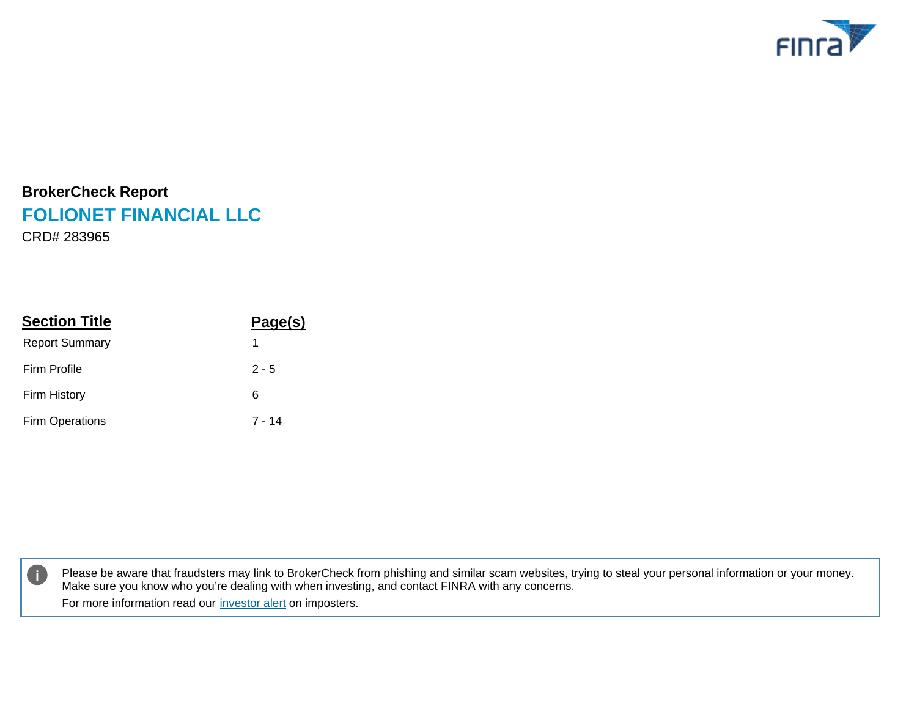**BrokerCheck Report**

# FOLIONET FINANCIAL LLC

CRD# 283965

| Section Title | Page(s) |
| --- | --- |
| Report Summary | 1 |
| Firm Profile | 2 - 5 |
| Firm History | 6 |
| Firm Operations | 7 - 14 |

Please be aware that fraudsters may link to BrokerCheck from phishing and similar scam websites, trying to steal your personal information or your money. Make sure you know who you're dealing with when investing, and contact FINRA with any concerns.

For more information read our investor alert on imposters.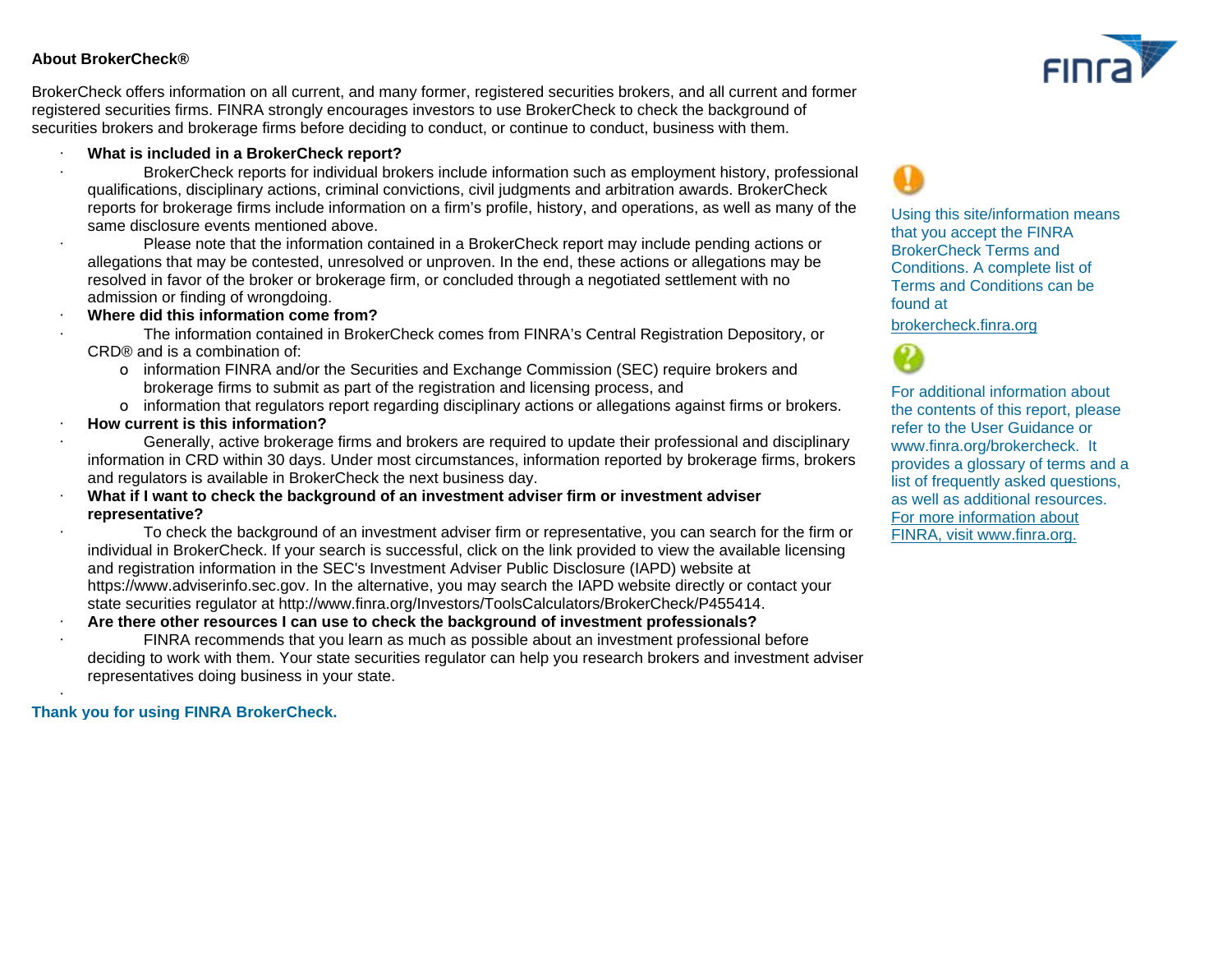**About BrokerCheck®**

BrokerCheck offers information on all current, and many former, registered securities brokers, and all current and former registered securities firms. FINRA strongly encourages investors to use BrokerCheck to check the background of securities brokers and brokerage firms before deciding to conduct, or continue to conduct, business with them.

- **What is included in a BrokerCheck report?**
- BrokerCheck reports for individual brokers include information such as employment history, professional qualifications, disciplinary actions, criminal convictions, civil judgments and arbitration awards. BrokerCheck reports for brokerage firms include information on a firm's profile, history, and operations, as well as many of the same disclosure events mentioned above.
- Please note that the information contained in a BrokerCheck report may include pending actions or allegations that may be contested, unresolved or unproven. In the end, these actions or allegations may be resolved in favor of the broker or brokerage firm, or concluded through a negotiated settlement with no admission or finding of wrongdoing.
- **Where did this information come from?**
- The information contained in BrokerCheck comes from FINRA's Central Registration Depository, or CRD® and is a combination of:
  - information FINRA and/or the Securities and Exchange Commission (SEC) require brokers and brokerage firms to submit as part of the registration and licensing process, and
  - information that regulators report regarding disciplinary actions or allegations against firms or brokers.
- **How current is this information?**
- Generally, active brokerage firms and brokers are required to update their professional and disciplinary information in CRD within 30 days. Under most circumstances, information reported by brokerage firms, brokers and regulators is available in BrokerCheck the next business day.
- **What if I want to check the background of an investment adviser firm or investment adviser representative?**
- To check the background of an investment adviser firm or representative, you can search for the firm or individual in BrokerCheck. If your search is successful, click on the link provided to view the available licensing and registration information in the SEC's Investment Adviser Public Disclosure (IAPD) website at https://www.adviserinfo.sec.gov. In the alternative, you may search the IAPD website directly or contact your state securities regulator at http://www.finra.org/Investors/ToolsCalculators/BrokerCheck/P455414.
- **Are there other resources I can use to check the background of investment professionals?**
- FINRA recommends that you learn as much as possible about an investment professional before deciding to work with them. Your state securities regulator can help you research brokers and investment adviser representatives doing business in your state.

**Thank you for using FINRA BrokerCheck.**

Using this site/information means that you accept the FINRA BrokerCheck Terms and Conditions. A complete list of Terms and Conditions can be found at

brokercheck.finra.org

For additional information about the contents of this report, please refer to the User Guidance or www.finra.org/brokercheck. It provides a glossary of terms and a list of frequently asked questions, as well as additional resources. For more information about FINRA, visit www.finra.org.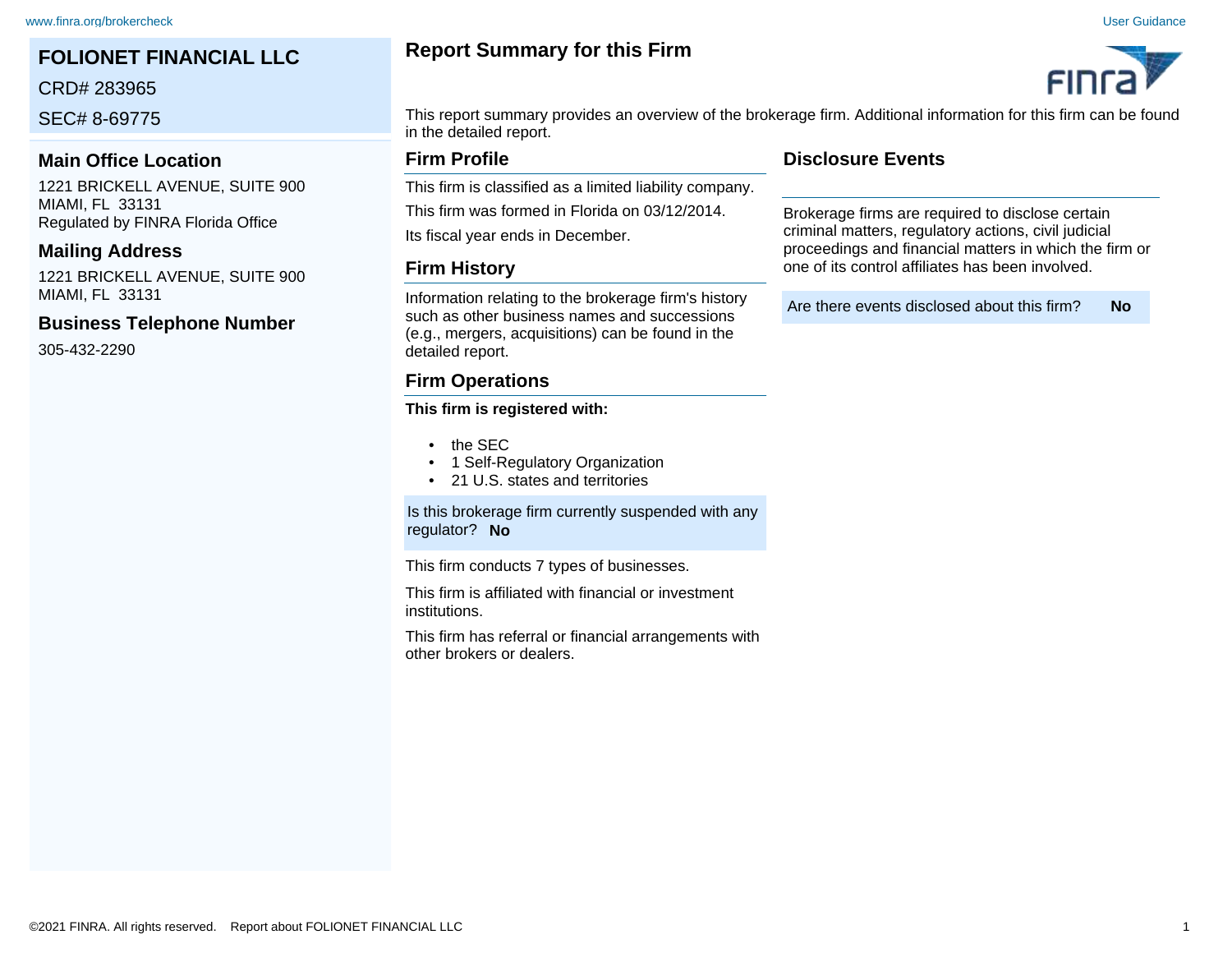# FOLIONET FINANCIAL LLC

CRD# 283965

SEC# 8-69775

### Main Office Location

1221 BRICKELL AVENUE, SUITE 900
MIAMI, FL 33131
Regulated by FINRA Florida Office

### Mailing Address

1221 BRICKELL AVENUE, SUITE 900
MIAMI, FL 33131

### Business Telephone Number

305-432-2290

## Report Summary for this Firm

This report summary provides an overview of the brokerage firm. Additional information for this firm can be found in the detailed report.

### Firm Profile

This firm is classified as a limited liability company.

This firm was formed in Florida on 03/12/2014.

Its fiscal year ends in December.

### Firm History

Information relating to the brokerage firm's history such as other business names and successions (e.g., mergers, acquisitions) can be found in the detailed report.

### Firm Operations

**This firm is registered with:**

- the SEC
- 1 Self-Regulatory Organization
- 21 U.S. states and territories

Is this brokerage firm currently suspended with any regulator? **No**

This firm conducts 7 types of businesses.

This firm is affiliated with financial or investment institutions.

This firm has referral or financial arrangements with other brokers or dealers.

### Disclosure Events

Brokerage firms are required to disclose certain criminal matters, regulatory actions, civil judicial proceedings and financial matters in which the firm or one of its control affiliates has been involved.

Are there events disclosed about this firm? **No**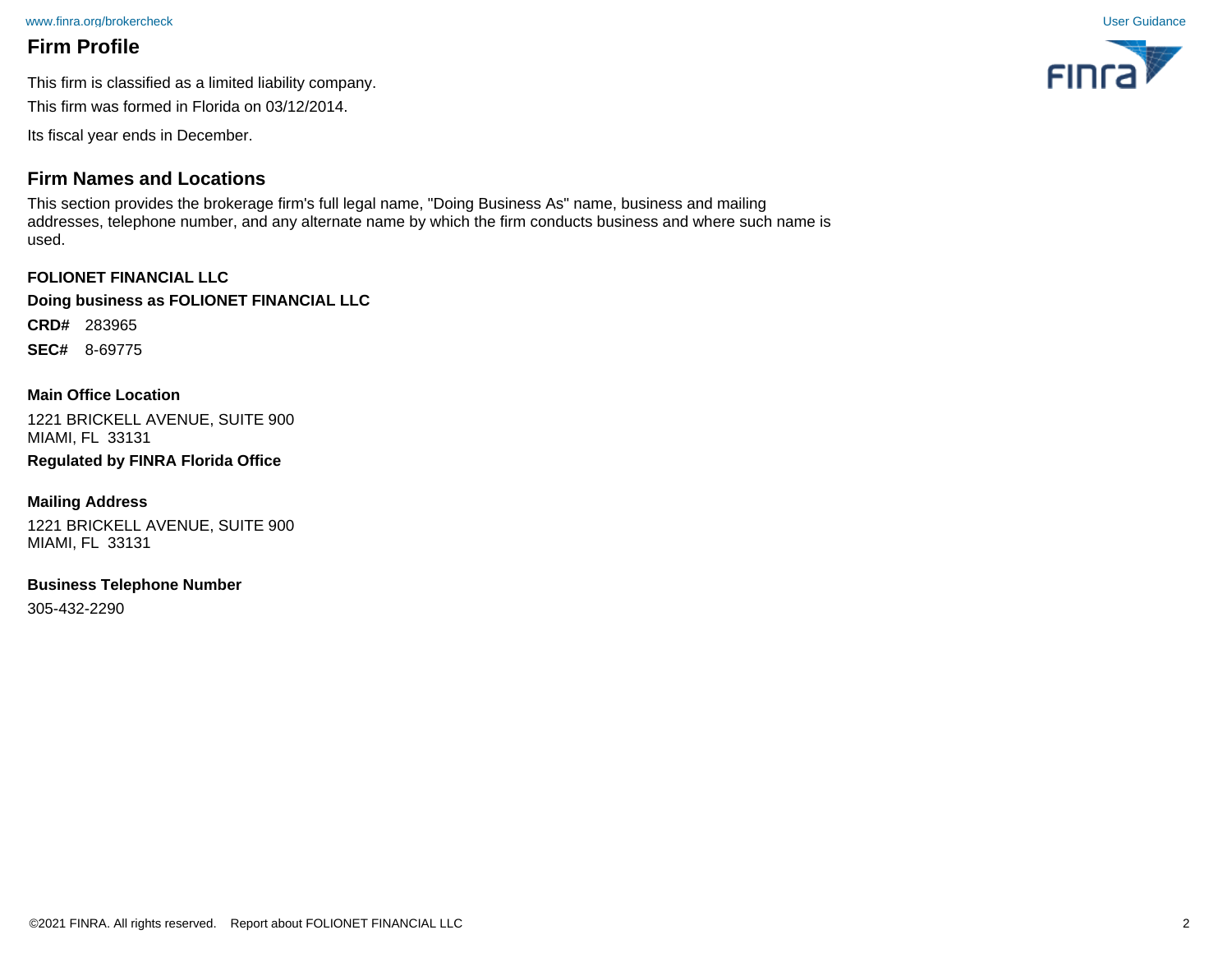## Firm Profile

This firm is classified as a limited liability company.

This firm was formed in Florida on 03/12/2014.

Its fiscal year ends in December.

## Firm Names and Locations

This section provides the brokerage firm's full legal name, "Doing Business As" name, business and mailing addresses, telephone number, and any alternate name by which the firm conducts business and where such name is used.

**FOLIONET FINANCIAL LLC**

**Doing business as FOLIONET FINANCIAL LLC**

**CRD#** 283965

**SEC#** 8-69775

**Main Office Location**

1221 BRICKELL AVENUE, SUITE 900
MIAMI, FL 33131

**Regulated by FINRA Florida Office**

**Mailing Address**

1221 BRICKELL AVENUE, SUITE 900
MIAMI, FL 33131

**Business Telephone Number**

305-432-2290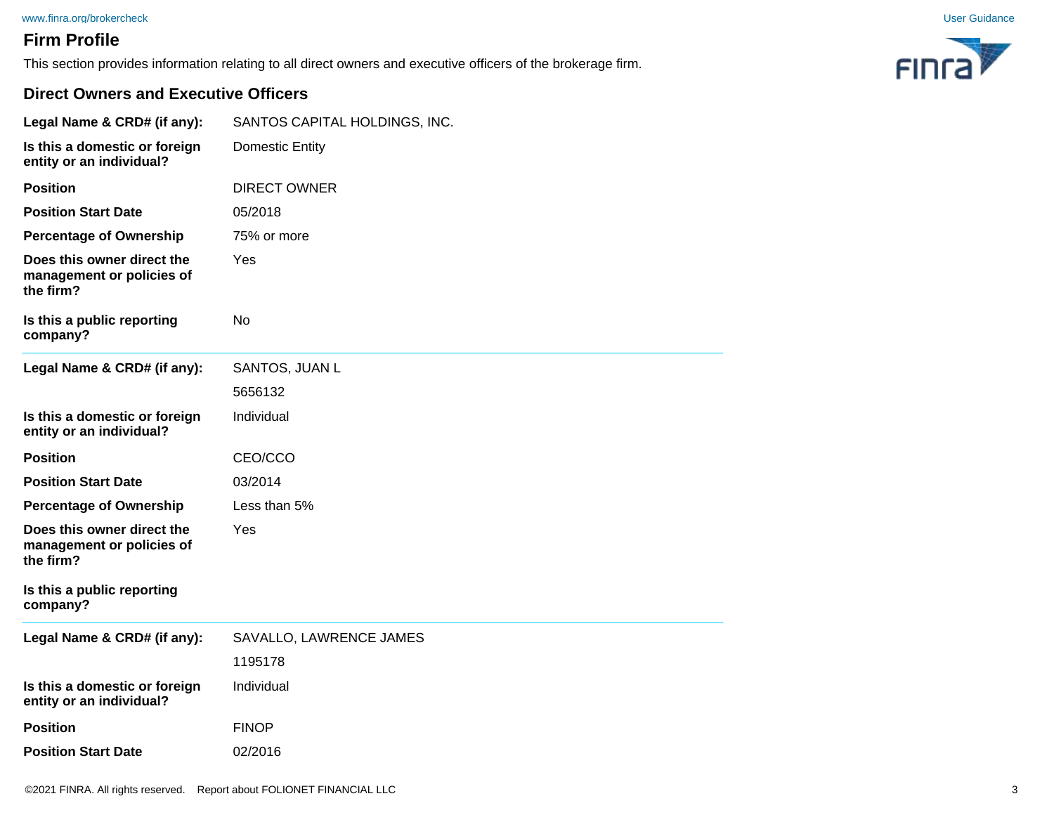## Firm Profile

This section provides information relating to all direct owners and executive officers of the brokerage firm.

### Direct Owners and Executive Officers

| | |
|---|---|
| **Legal Name & CRD# (if any):** | SANTOS CAPITAL HOLDINGS, INC. |
| **Is this a domestic or foreign entity or an individual?** | Domestic Entity |
| **Position** | DIRECT OWNER |
| **Position Start Date** | 05/2018 |
| **Percentage of Ownership** | 75% or more |
| **Does this owner direct the management or policies of the firm?** | Yes |
| **Is this a public reporting company?** | No |

| | |
|---|---|
| **Legal Name & CRD# (if any):** | SANTOS, JUAN L<br>5656132 |
| **Is this a domestic or foreign entity or an individual?** | Individual |
| **Position** | CEO/CCO |
| **Position Start Date** | 03/2014 |
| **Percentage of Ownership** | Less than 5% |
| **Does this owner direct the management or policies of the firm?** | Yes |
| **Is this a public reporting company?** | |

| | |
|---|---|
| **Legal Name & CRD# (if any):** | SAVALLO, LAWRENCE JAMES<br>1195178 |
| **Is this a domestic or foreign entity or an individual?** | Individual |
| **Position** | FINOP |
| **Position Start Date** | 02/2016 |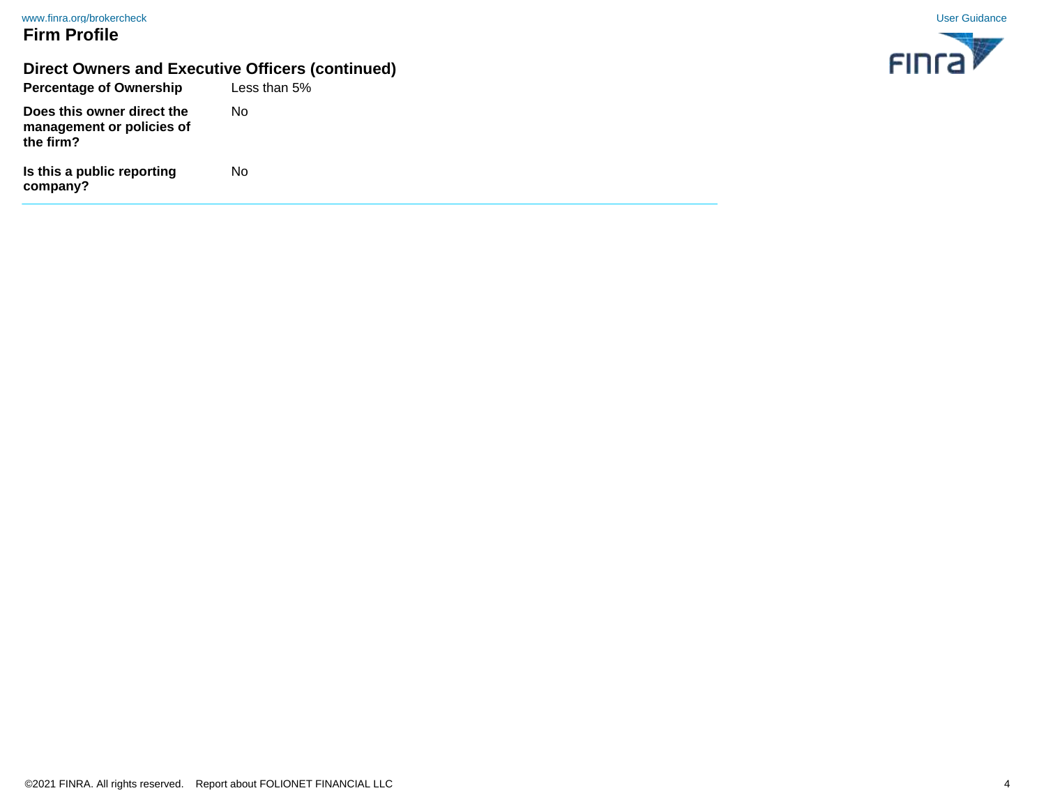## Direct Owners and Executive Officers (continued)

| | |
|---|---|
| **Percentage of Ownership** | Less than 5% |
| **Does this owner direct the management or policies of the firm?** | No |
| **Is this a public reporting company?** | No |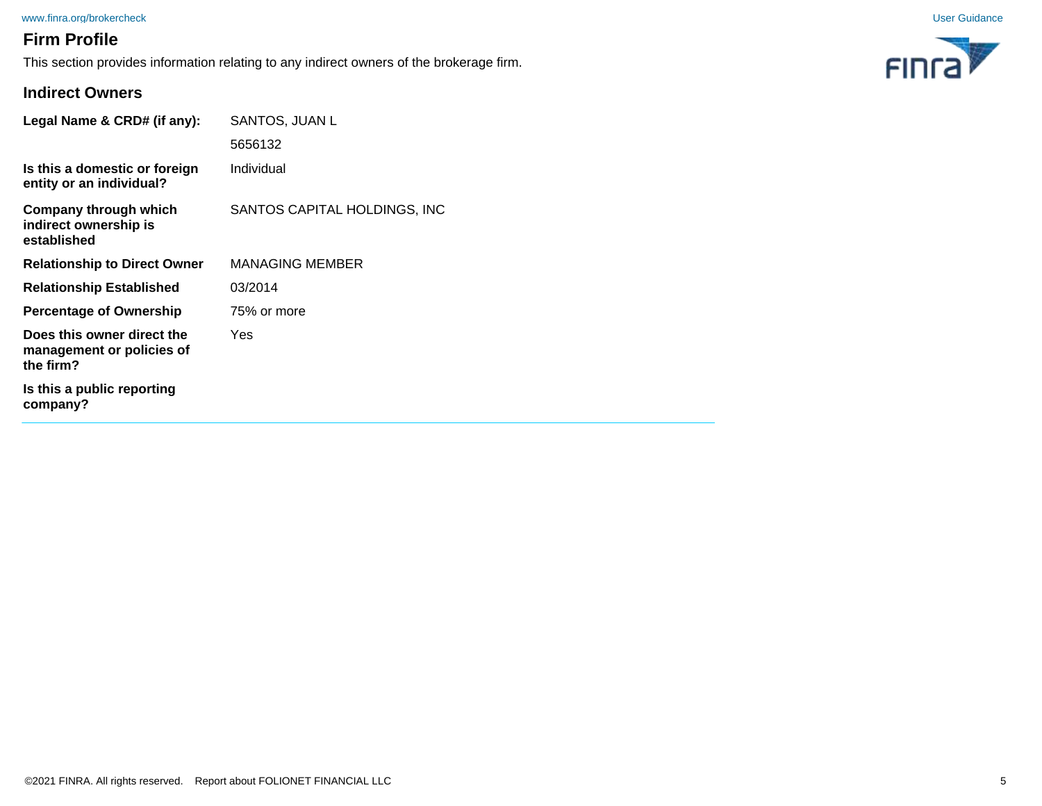## Firm Profile

This section provides information relating to any indirect owners of the brokerage firm.

### Indirect Owners

| | |
|---|---|
| **Legal Name & CRD# (if any):** | SANTOS, JUAN L<br>5656132 |
| **Is this a domestic or foreign entity or an individual?** | Individual |
| **Company through which indirect ownership is established** | SANTOS CAPITAL HOLDINGS, INC |
| **Relationship to Direct Owner** | MANAGING MEMBER |
| **Relationship Established** | 03/2014 |
| **Percentage of Ownership** | 75% or more |
| **Does this owner direct the management or policies of the firm?** | Yes |
| **Is this a public reporting company?** | |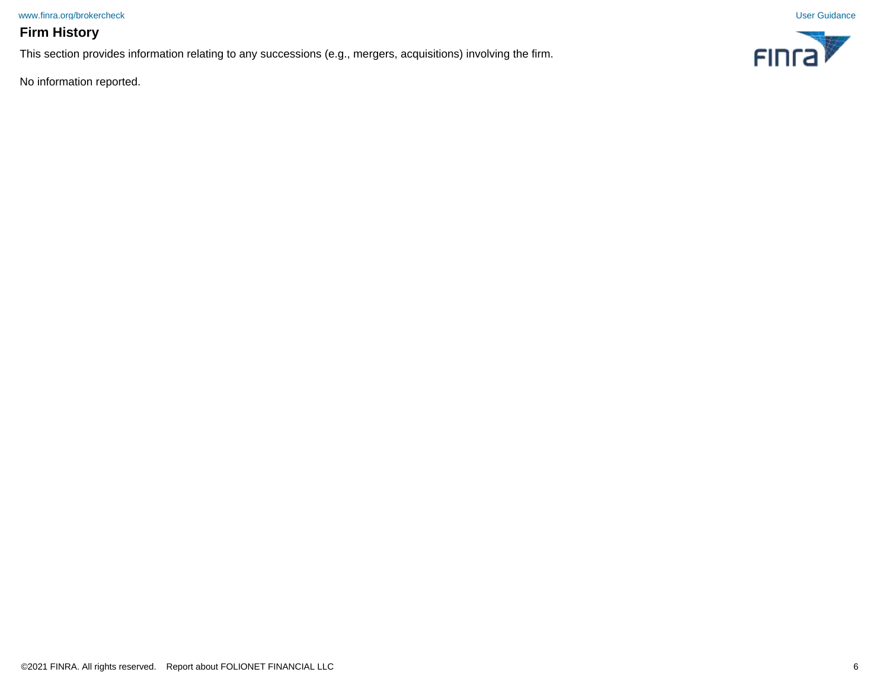## Firm History

This section provides information relating to any successions (e.g., mergers, acquisitions) involving the firm.

No information reported.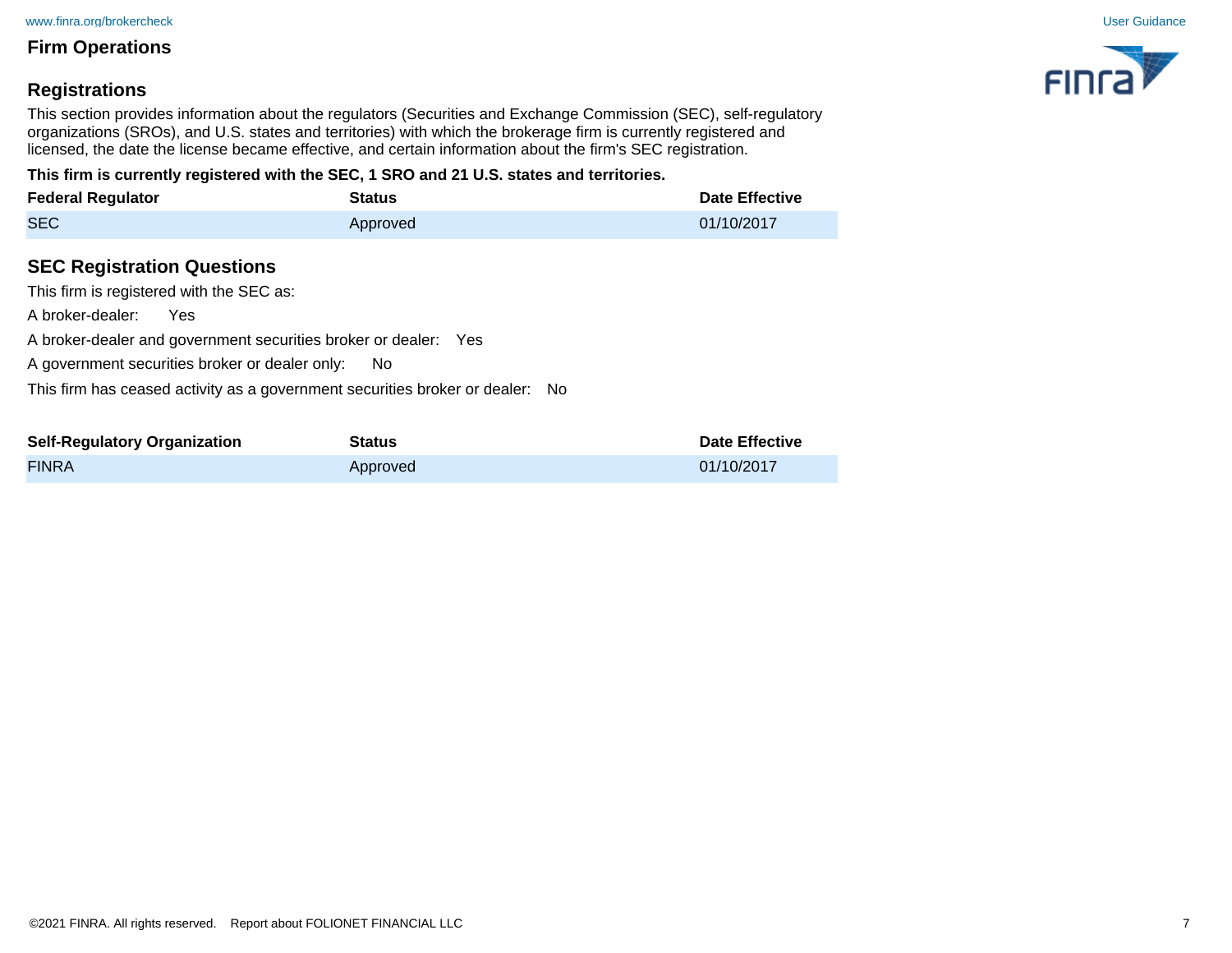## Firm Operations

### Registrations

This section provides information about the regulators (Securities and Exchange Commission (SEC), self-regulatory organizations (SROs), and U.S. states and territories) with which the brokerage firm is currently registered and licensed, the date the license became effective, and certain information about the firm's SEC registration.

**This firm is currently registered with the SEC, 1 SRO and 21 U.S. states and territories.**

| Federal Regulator | Status | Date Effective |
|---|---|---|
| SEC | Approved | 01/10/2017 |

### SEC Registration Questions

This firm is registered with the SEC as:

A broker-dealer: Yes

A broker-dealer and government securities broker or dealer: Yes

A government securities broker or dealer only: No

This firm has ceased activity as a government securities broker or dealer: No

| Self-Regulatory Organization | Status | Date Effective |
|---|---|---|
| FINRA | Approved | 01/10/2017 |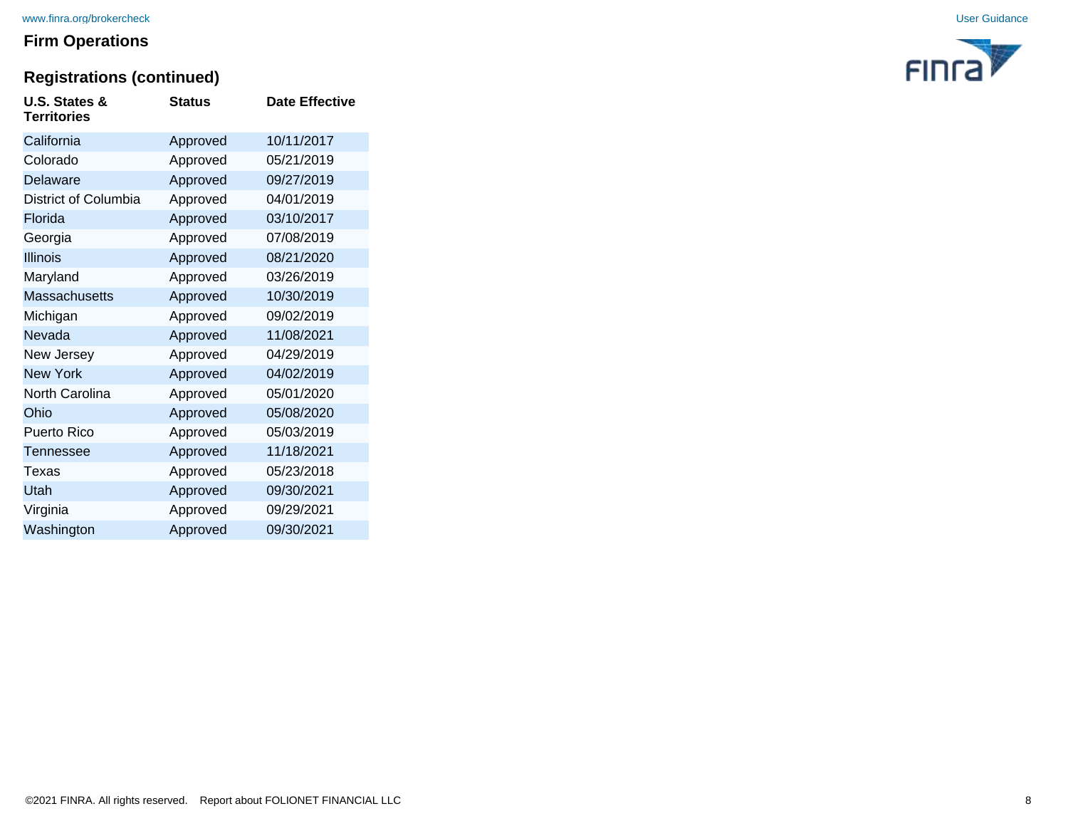## Firm Operations

### Registrations (continued)

| U.S. States & Territories | Status | Date Effective |
|---|---|---|
| California | Approved | 10/11/2017 |
| Colorado | Approved | 05/21/2019 |
| Delaware | Approved | 09/27/2019 |
| District of Columbia | Approved | 04/01/2019 |
| Florida | Approved | 03/10/2017 |
| Georgia | Approved | 07/08/2019 |
| Illinois | Approved | 08/21/2020 |
| Maryland | Approved | 03/26/2019 |
| Massachusetts | Approved | 10/30/2019 |
| Michigan | Approved | 09/02/2019 |
| Nevada | Approved | 11/08/2021 |
| New Jersey | Approved | 04/29/2019 |
| New York | Approved | 04/02/2019 |
| North Carolina | Approved | 05/01/2020 |
| Ohio | Approved | 05/08/2020 |
| Puerto Rico | Approved | 05/03/2019 |
| Tennessee | Approved | 11/18/2021 |
| Texas | Approved | 05/23/2018 |
| Utah | Approved | 09/30/2021 |
| Virginia | Approved | 09/29/2021 |
| Washington | Approved | 09/30/2021 |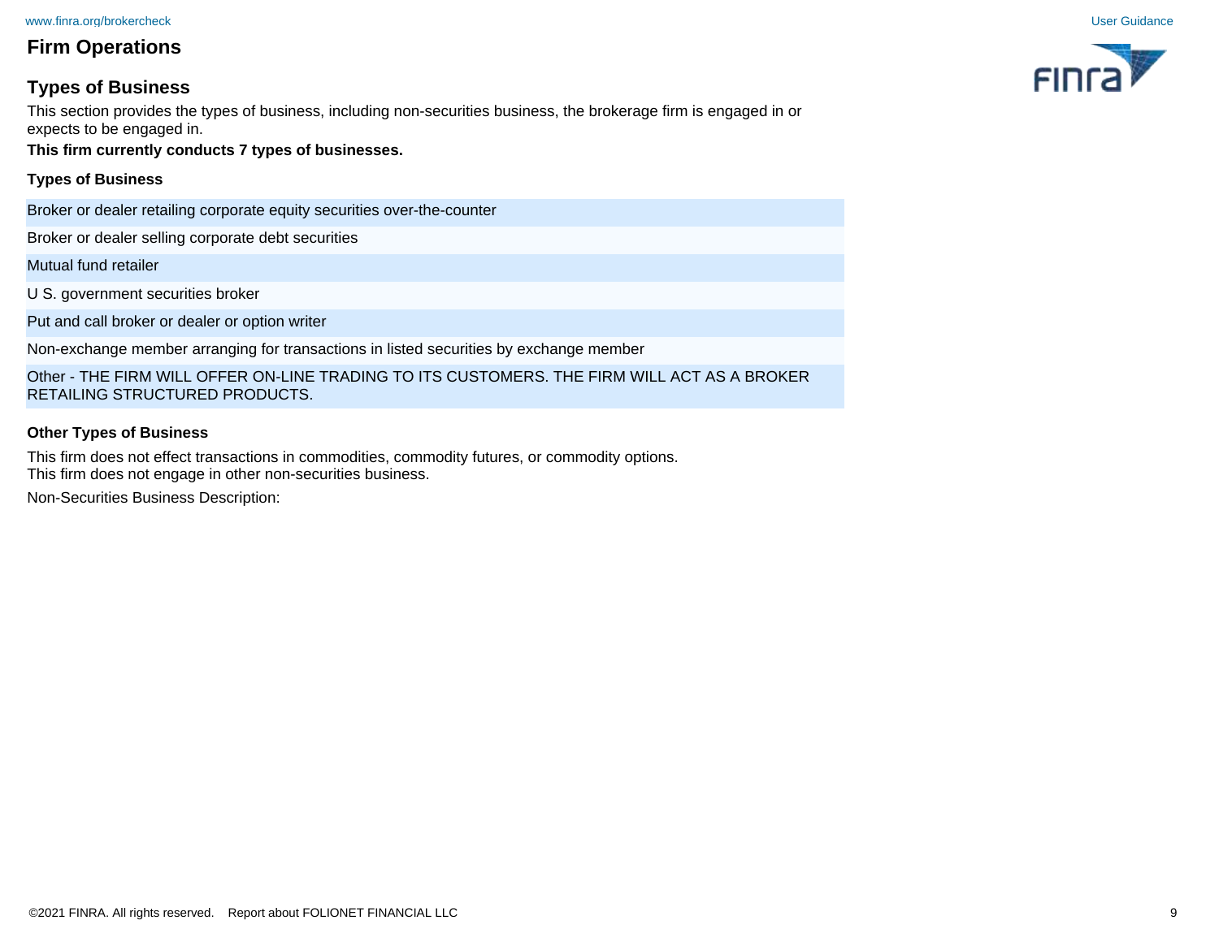## Firm Operations

### Types of Business

This section provides the types of business, including non-securities business, the brokerage firm is engaged in or expects to be engaged in.

**This firm currently conducts 7 types of businesses.**

| Types of Business |
| --- |
| Broker or dealer retailing corporate equity securities over-the-counter |
| Broker or dealer selling corporate debt securities |
| Mutual fund retailer |
| U S. government securities broker |
| Put and call broker or dealer or option writer |
| Non-exchange member arranging for transactions in listed securities by exchange member |
| Other - THE FIRM WILL OFFER ON-LINE TRADING TO ITS CUSTOMERS. THE FIRM WILL ACT AS A BROKER RETAILING STRUCTURED PRODUCTS. |

**Other Types of Business**

This firm does not effect transactions in commodities, commodity futures, or commodity options.
This firm does not engage in other non-securities business.

Non-Securities Business Description: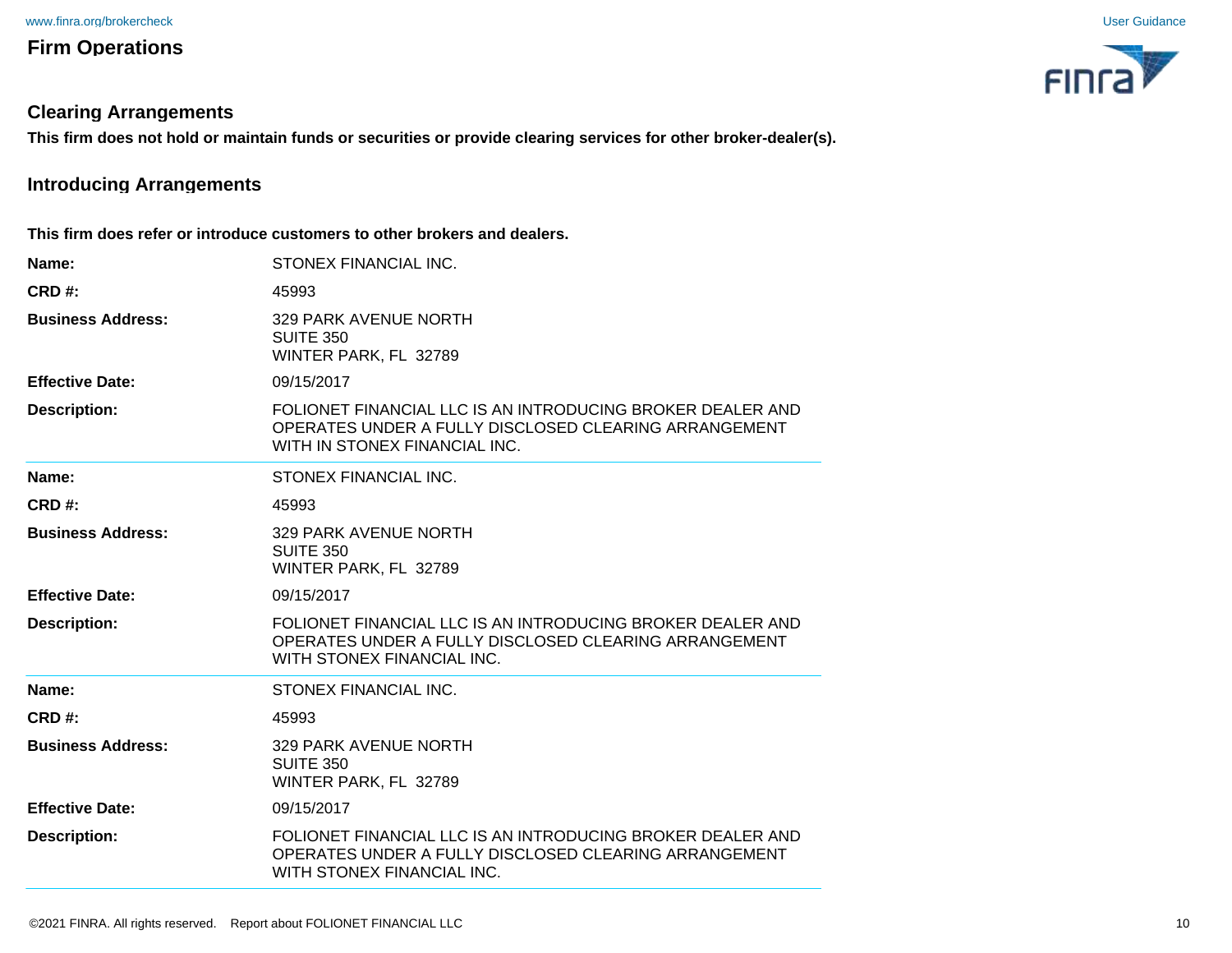## Firm Operations

### Clearing Arrangements

**This firm does not hold or maintain funds or securities or provide clearing services for other broker-dealer(s).**

### Introducing Arrangements

**This firm does refer or introduce customers to other brokers and dealers.**

| | |
|---|---|
| **Name:** | STONEX FINANCIAL INC. |
| **CRD #:** | 45993 |
| **Business Address:** | 329 PARK AVENUE NORTH<br>SUITE 350<br>WINTER PARK, FL 32789 |
| **Effective Date:** | 09/15/2017 |
| **Description:** | FOLIONET FINANCIAL LLC IS AN INTRODUCING BROKER DEALER AND OPERATES UNDER A FULLY DISCLOSED CLEARING ARRANGEMENT WITH IN STONEX FINANCIAL INC. |

| | |
|---|---|
| **Name:** | STONEX FINANCIAL INC. |
| **CRD #:** | 45993 |
| **Business Address:** | 329 PARK AVENUE NORTH<br>SUITE 350<br>WINTER PARK, FL 32789 |
| **Effective Date:** | 09/15/2017 |
| **Description:** | FOLIONET FINANCIAL LLC IS AN INTRODUCING BROKER DEALER AND OPERATES UNDER A FULLY DISCLOSED CLEARING ARRANGEMENT WITH STONEX FINANCIAL INC. |

| | |
|---|---|
| **Name:** | STONEX FINANCIAL INC. |
| **CRD #:** | 45993 |
| **Business Address:** | 329 PARK AVENUE NORTH<br>SUITE 350<br>WINTER PARK, FL 32789 |
| **Effective Date:** | 09/15/2017 |
| **Description:** | FOLIONET FINANCIAL LLC IS AN INTRODUCING BROKER DEALER AND OPERATES UNDER A FULLY DISCLOSED CLEARING ARRANGEMENT WITH STONEX FINANCIAL INC. |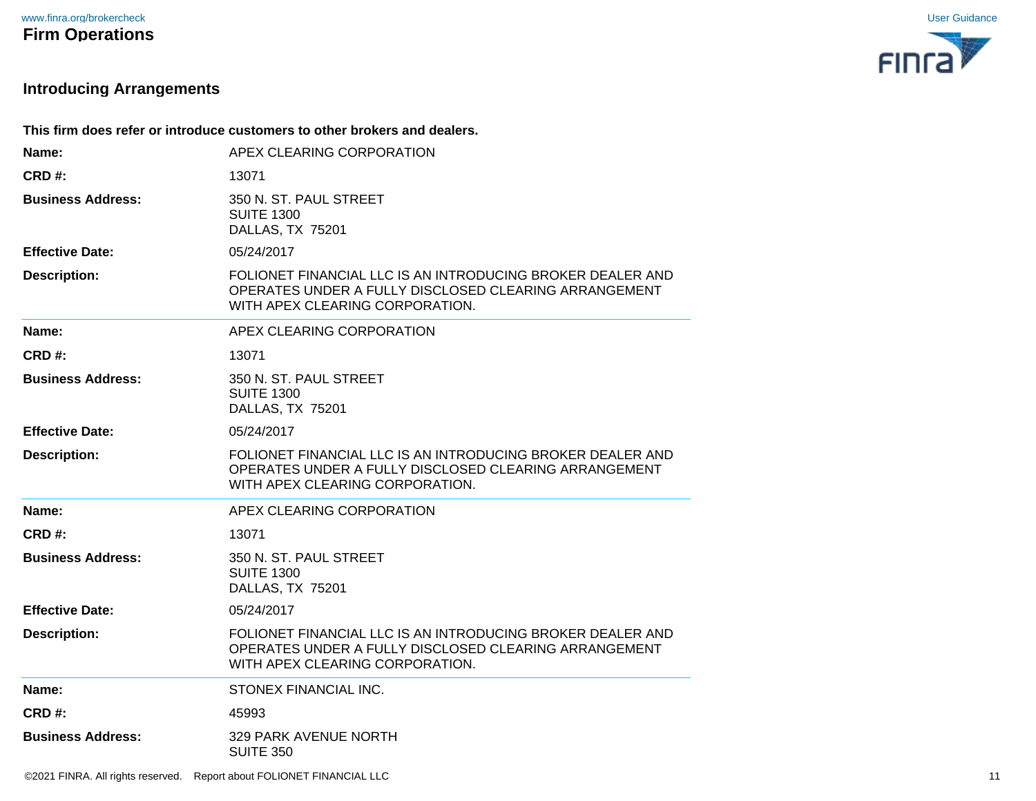## Firm Operations

### Introducing Arrangements

**This firm does refer or introduce customers to other brokers and dealers.**

**Name:** APEX CLEARING CORPORATION

**CRD #:** 13071

**Business Address:** 350 N. ST. PAUL STREET
SUITE 1300
DALLAS, TX 75201

**Effective Date:** 05/24/2017

**Description:** FOLIONET FINANCIAL LLC IS AN INTRODUCING BROKER DEALER AND OPERATES UNDER A FULLY DISCLOSED CLEARING ARRANGEMENT WITH APEX CLEARING CORPORATION.

---

**Name:** APEX CLEARING CORPORATION

**CRD #:** 13071

**Business Address:** 350 N. ST. PAUL STREET
SUITE 1300
DALLAS, TX 75201

**Effective Date:** 05/24/2017

**Description:** FOLIONET FINANCIAL LLC IS AN INTRODUCING BROKER DEALER AND OPERATES UNDER A FULLY DISCLOSED CLEARING ARRANGEMENT WITH APEX CLEARING CORPORATION.

---

**Name:** APEX CLEARING CORPORATION

**CRD #:** 13071

**Business Address:** 350 N. ST. PAUL STREET
SUITE 1300
DALLAS, TX 75201

**Effective Date:** 05/24/2017

**Description:** FOLIONET FINANCIAL LLC IS AN INTRODUCING BROKER DEALER AND OPERATES UNDER A FULLY DISCLOSED CLEARING ARRANGEMENT WITH APEX CLEARING CORPORATION.

---

**Name:** STONEX FINANCIAL INC.

**CRD #:** 45993

**Business Address:** 329 PARK AVENUE NORTH
SUITE 350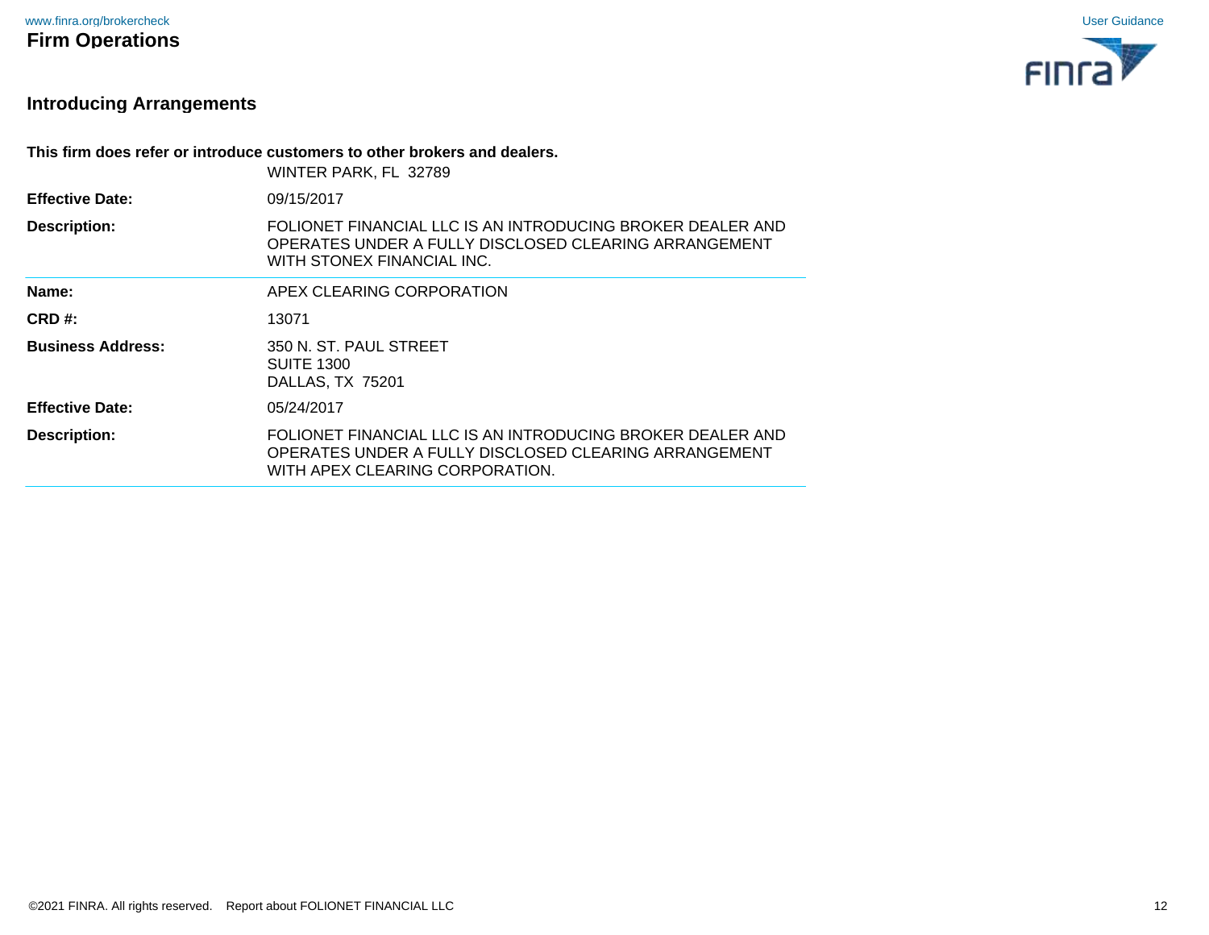## Firm Operations

### Introducing Arrangements

**This firm does refer or introduce customers to other brokers and dealers.**

| | |
|---|---|
| | WINTER PARK, FL 32789 |
| **Effective Date:** | 09/15/2017 |
| **Description:** | FOLIONET FINANCIAL LLC IS AN INTRODUCING BROKER DEALER AND OPERATES UNDER A FULLY DISCLOSED CLEARING ARRANGEMENT WITH STONEX FINANCIAL INC. |

| | |
|---|---|
| **Name:** | APEX CLEARING CORPORATION |
| **CRD #:** | 13071 |
| **Business Address:** | 350 N. ST. PAUL STREET<br>SUITE 1300<br>DALLAS, TX 75201 |
| **Effective Date:** | 05/24/2017 |
| **Description:** | FOLIONET FINANCIAL LLC IS AN INTRODUCING BROKER DEALER AND OPERATES UNDER A FULLY DISCLOSED CLEARING ARRANGEMENT WITH APEX CLEARING CORPORATION. |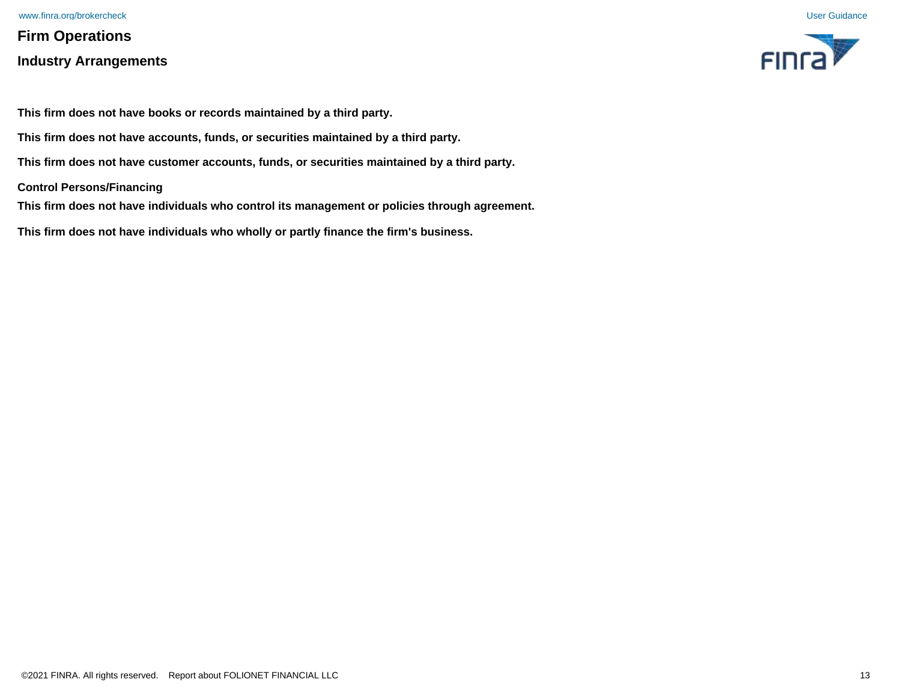## Firm Operations

### Industry Arrangements

**This firm does not have books or records maintained by a third party.**

**This firm does not have accounts, funds, or securities maintained by a third party.**

**This firm does not have customer accounts, funds, or securities maintained by a third party.**

**Control Persons/Financing**

**This firm does not have individuals who control its management or policies through agreement.**

**This firm does not have individuals who wholly or partly finance the firm's business.**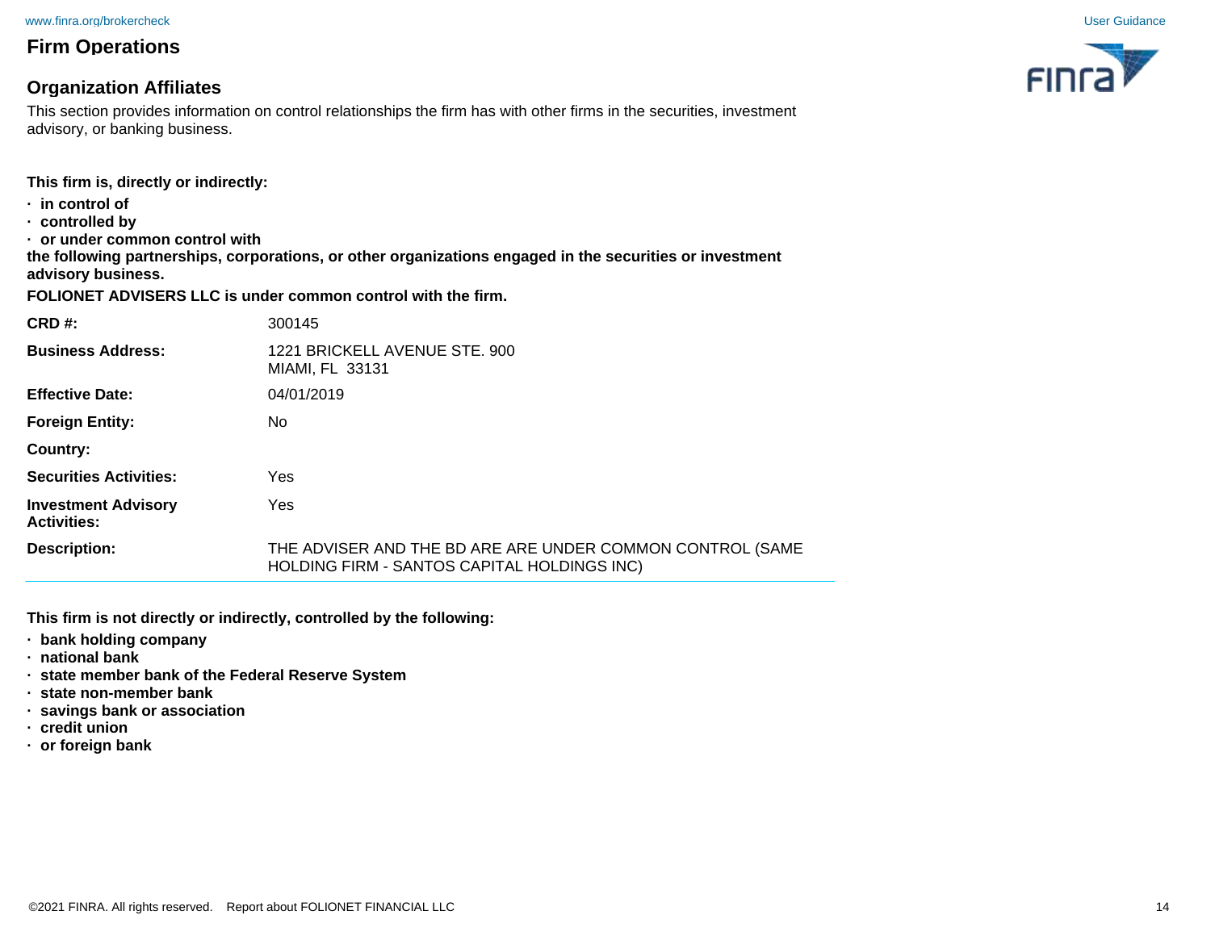## Firm Operations

### Organization Affiliates

This section provides information on control relationships the firm has with other firms in the securities, investment advisory, or banking business.

**This firm is, directly or indirectly:**

- **in control of**
- **controlled by**
- **or under common control with**

**the following partnerships, corporations, or other organizations engaged in the securities or investment advisory business.**

**FOLIONET ADVISERS LLC is under common control with the firm.**

| | |
|---|---|
| **CRD #:** | 300145 |
| **Business Address:** | 1221 BRICKELL AVENUE STE. 900<br>MIAMI, FL 33131 |
| **Effective Date:** | 04/01/2019 |
| **Foreign Entity:** | No |
| **Country:** | |
| **Securities Activities:** | Yes |
| **Investment Advisory Activities:** | Yes |
| **Description:** | THE ADVISER AND THE BD ARE ARE UNDER COMMON CONTROL (SAME HOLDING FIRM - SANTOS CAPITAL HOLDINGS INC) |

**This firm is not directly or indirectly, controlled by the following:**

- **bank holding company**
- **national bank**
- **state member bank of the Federal Reserve System**
- **state non-member bank**
- **savings bank or association**
- **credit union**
- **or foreign bank**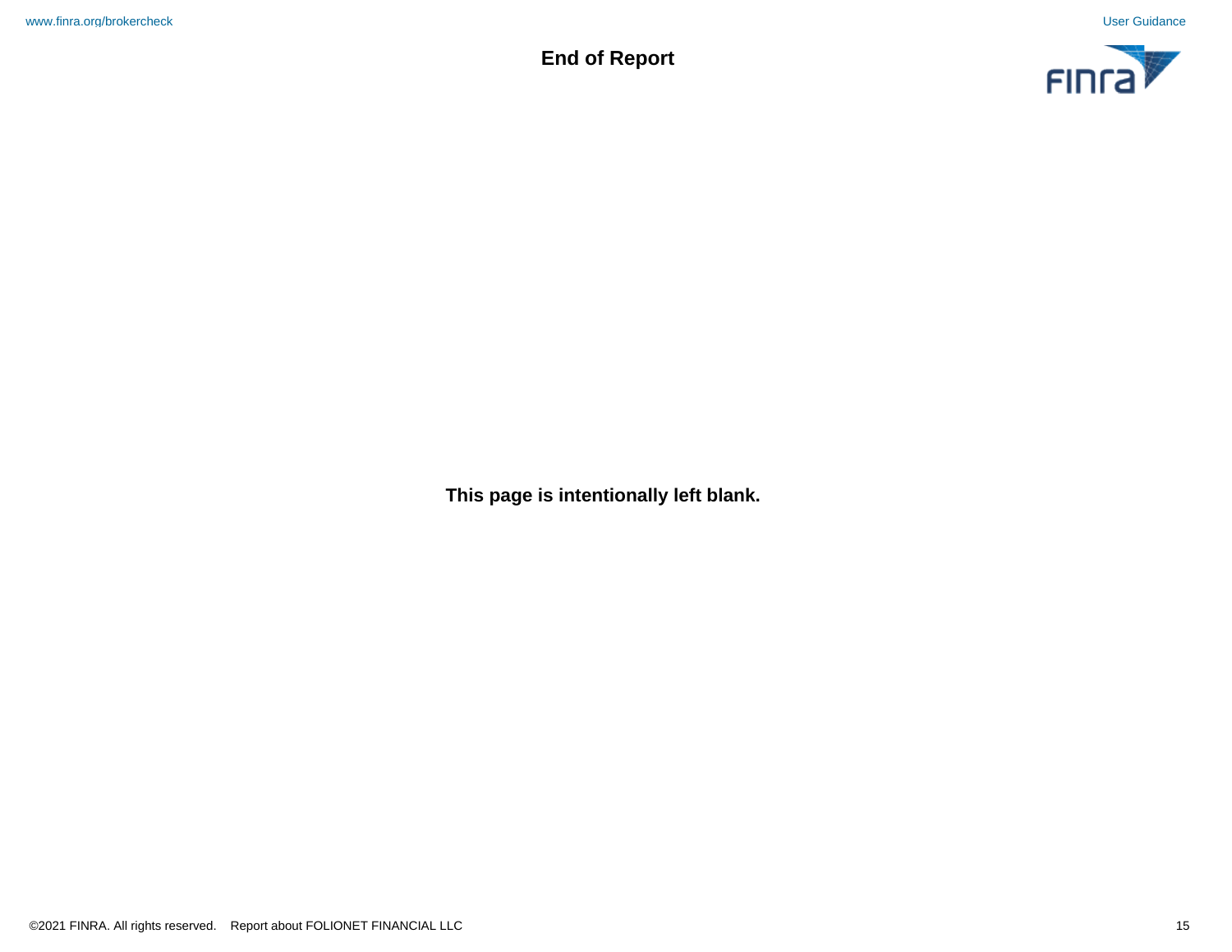# End of Report

**This page is intentionally left blank.**